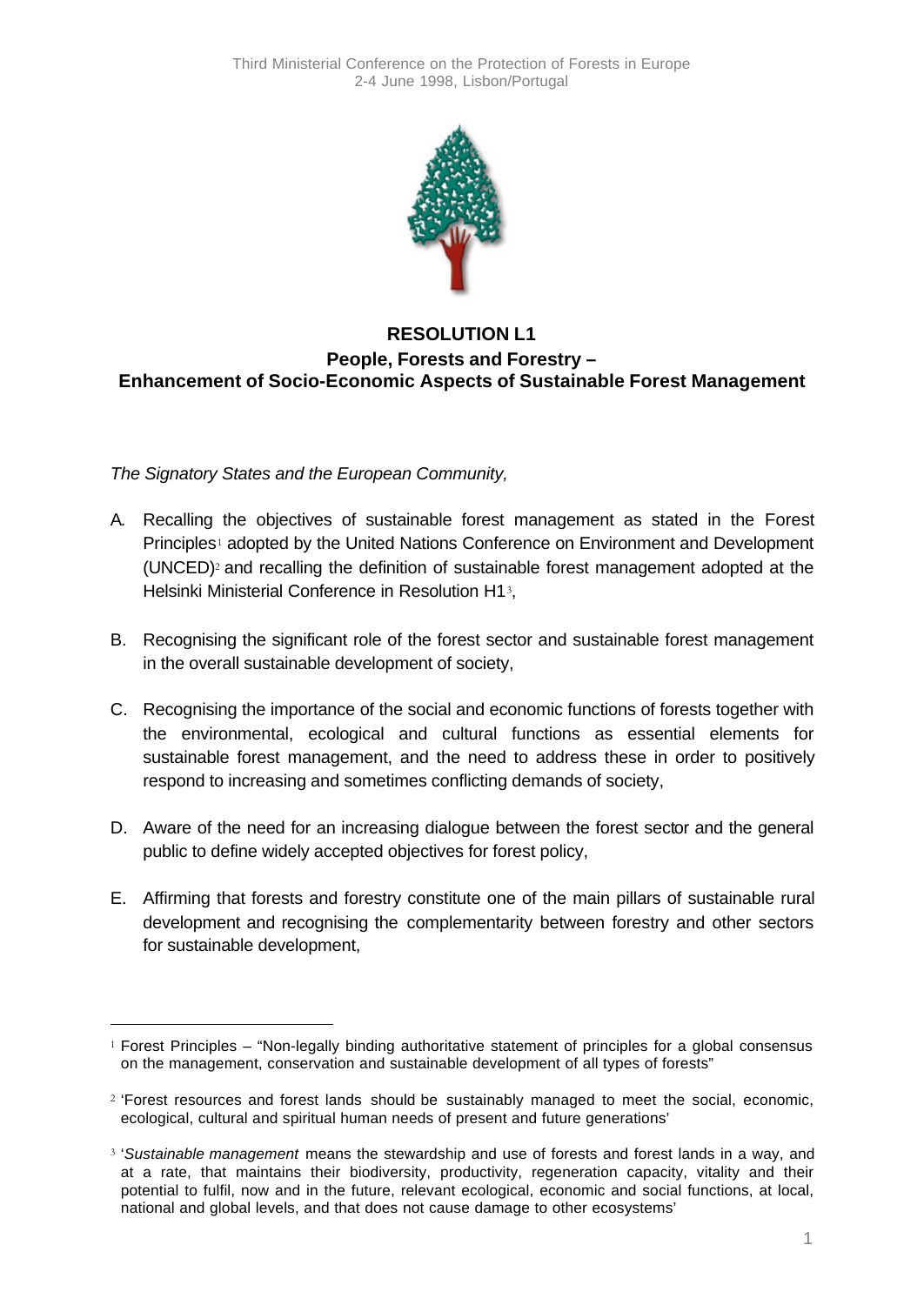# RESOLUTION L1

## People, Forests and Forestry – Enhancement of Socio-Economic Aspects of Sustainable Forest Management

*The Signatory States and the European Community,*

A. Recalling the objectives of sustainable forest management as stated in the Forest Principles[1] adopted by the United Nations Conference on Environment and Development (UNCED)[2] and recalling the definition of sustainable forest management adopted at the Helsinki Ministerial Conference in Resolution H1[3],

B. Recognising the significant role of the forest sector and sustainable forest management in the overall sustainable development of society,

C. Recognising the importance of the social and economic functions of forests together with the environmental, ecological and cultural functions as essential elements for sustainable forest management, and the need to address these in order to positively respond to increasing and sometimes conflicting demands of society,

D. Aware of the need for an increasing dialogue between the forest sector and the general public to define widely accepted objectives for forest policy,

E. Affirming that forests and forestry constitute one of the main pillars of sustainable rural development and recognising the complementarity between forestry and other sectors for sustainable development,

---

[1] Forest Principles – "Non-legally binding authoritative statement of principles for a global consensus on the management, conservation and sustainable development of all types of forests"

[2] 'Forest resources and forest lands should be sustainably managed to meet the social, economic, ecological, cultural and spiritual human needs of present and future generations'

[3] '*Sustainable management* means the stewardship and use of forests and forest lands in a way, and at a rate, that maintains their biodiversity, productivity, regeneration capacity, vitality and their potential to fulfil, now and in the future, relevant ecological, economic and social functions, at local, national and global levels, and that does not cause damage to other ecosystems'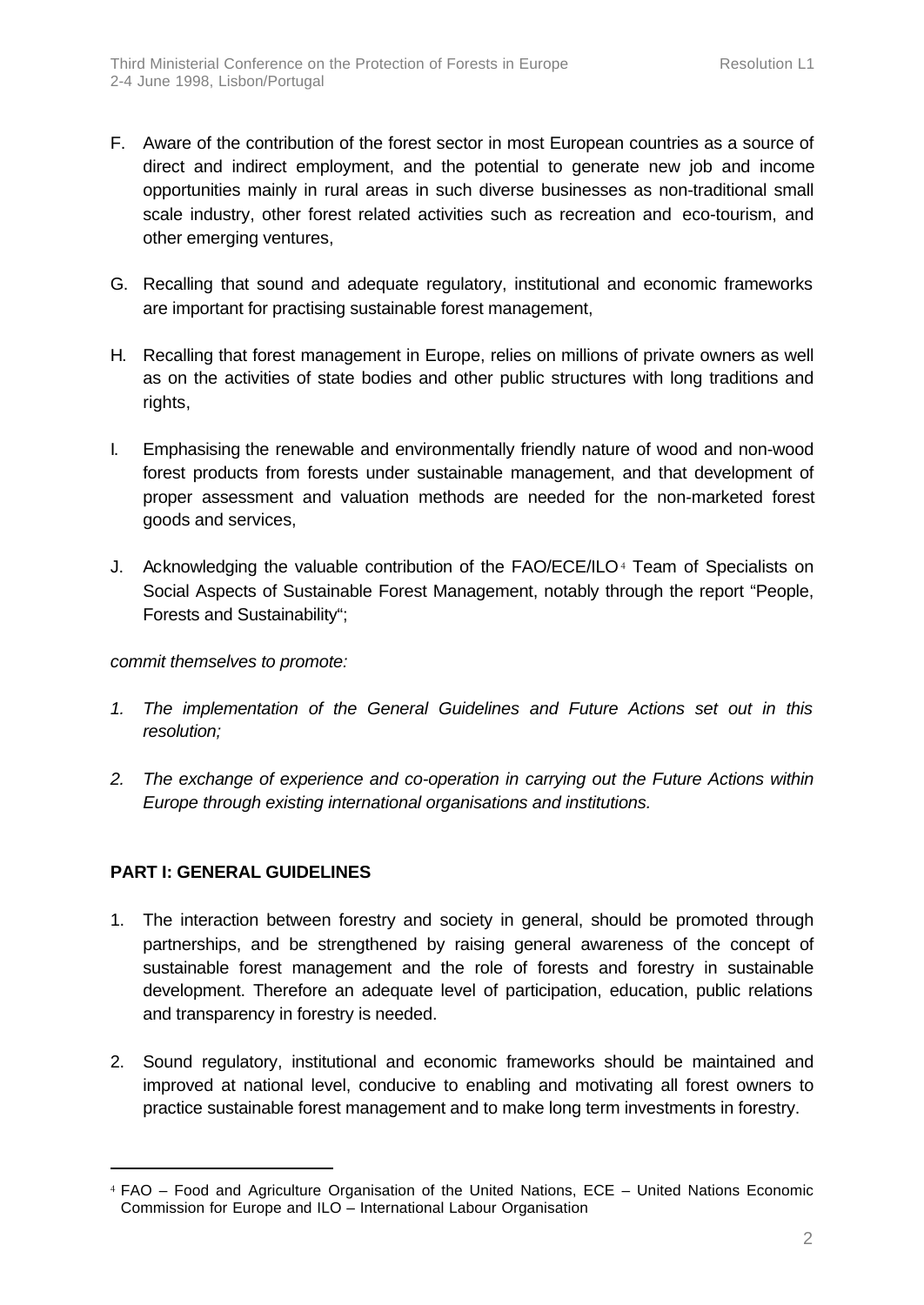F. Aware of the contribution of the forest sector in most European countries as a source of direct and indirect employment, and the potential to generate new job and income opportunities mainly in rural areas in such diverse businesses as non-traditional small scale industry, other forest related activities such as recreation and eco-tourism, and other emerging ventures,

G. Recalling that sound and adequate regulatory, institutional and economic frameworks are important for practising sustainable forest management,

H. Recalling that forest management in Europe, relies on millions of private owners as well as on the activities of state bodies and other public structures with long traditions and rights,

I. Emphasising the renewable and environmentally friendly nature of wood and non-wood forest products from forests under sustainable management, and that development of proper assessment and valuation methods are needed for the non-marketed forest goods and services,

J. Acknowledging the valuable contribution of the FAO/ECE/ILO[4] Team of Specialists on Social Aspects of Sustainable Forest Management, notably through the report "People, Forests and Sustainability";

*commit themselves to promote:*

1. *The implementation of the General Guidelines and Future Actions set out in this resolution;*

2. *The exchange of experience and co-operation in carrying out the Future Actions within Europe through existing international organisations and institutions.*

## PART I: GENERAL GUIDELINES

1. The interaction between forestry and society in general, should be promoted through partnerships, and be strengthened by raising general awareness of the concept of sustainable forest management and the role of forests and forestry in sustainable development. Therefore an adequate level of participation, education, public relations and transparency in forestry is needed.

2. Sound regulatory, institutional and economic frameworks should be maintained and improved at national level, conducive to enabling and motivating all forest owners to practice sustainable forest management and to make long term investments in forestry.

---

[4] FAO – Food and Agriculture Organisation of the United Nations, ECE – United Nations Economic Commission for Europe and ILO – International Labour Organisation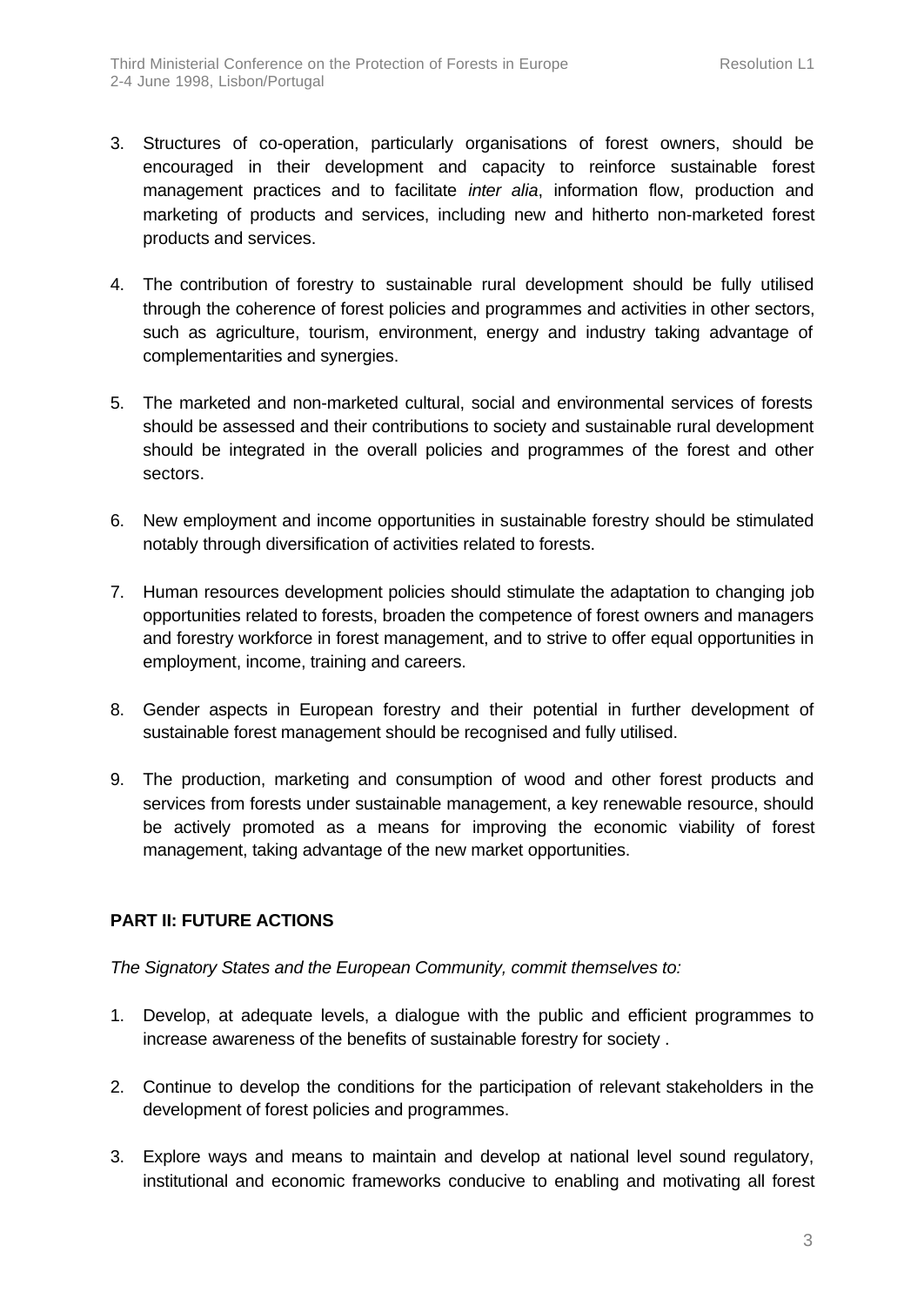3. Structures of co-operation, particularly organisations of forest owners, should be encouraged in their development and capacity to reinforce sustainable forest management practices and to facilitate *inter alia*, information flow, production and marketing of products and services, including new and hitherto non-marketed forest products and services.

4. The contribution of forestry to sustainable rural development should be fully utilised through the coherence of forest policies and programmes and activities in other sectors, such as agriculture, tourism, environment, energy and industry taking advantage of complementarities and synergies.

5. The marketed and non-marketed cultural, social and environmental services of forests should be assessed and their contributions to society and sustainable rural development should be integrated in the overall policies and programmes of the forest and other sectors.

6. New employment and income opportunities in sustainable forestry should be stimulated notably through diversification of activities related to forests.

7. Human resources development policies should stimulate the adaptation to changing job opportunities related to forests, broaden the competence of forest owners and managers and forestry workforce in forest management, and to strive to offer equal opportunities in employment, income, training and careers.

8. Gender aspects in European forestry and their potential in further development of sustainable forest management should be recognised and fully utilised.

9. The production, marketing and consumption of wood and other forest products and services from forests under sustainable management, a key renewable resource, should be actively promoted as a means for improving the economic viability of forest management, taking advantage of the new market opportunities.

## PART II: FUTURE ACTIONS

*The Signatory States and the European Community, commit themselves to:*

1. Develop, at adequate levels, a dialogue with the public and efficient programmes to increase awareness of the benefits of sustainable forestry for society .

2. Continue to develop the conditions for the participation of relevant stakeholders in the development of forest policies and programmes.

3. Explore ways and means to maintain and develop at national level sound regulatory, institutional and economic frameworks conducive to enabling and motivating all forest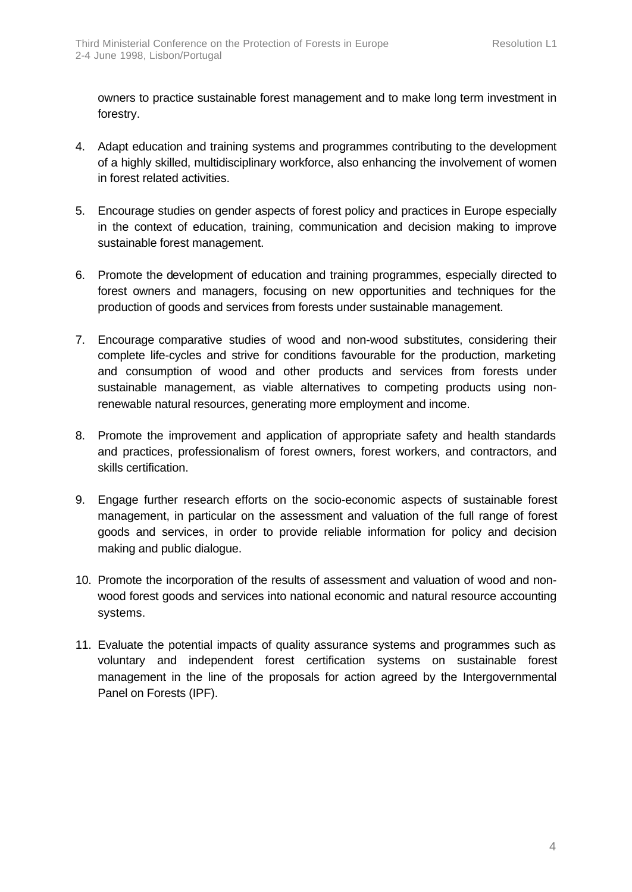owners to practice sustainable forest management and to make long term investment in forestry.

4. Adapt education and training systems and programmes contributing to the development of a highly skilled, multidisciplinary workforce, also enhancing the involvement of women in forest related activities.

5. Encourage studies on gender aspects of forest policy and practices in Europe especially in the context of education, training, communication and decision making to improve sustainable forest management.

6. Promote the development of education and training programmes, especially directed to forest owners and managers, focusing on new opportunities and techniques for the production of goods and services from forests under sustainable management.

7. Encourage comparative studies of wood and non-wood substitutes, considering their complete life-cycles and strive for conditions favourable for the production, marketing and consumption of wood and other products and services from forests under sustainable management, as viable alternatives to competing products using non-renewable natural resources, generating more employment and income.

8. Promote the improvement and application of appropriate safety and health standards and practices, professionalism of forest owners, forest workers, and contractors, and skills certification.

9. Engage further research efforts on the socio-economic aspects of sustainable forest management, in particular on the assessment and valuation of the full range of forest goods and services, in order to provide reliable information for policy and decision making and public dialogue.

10. Promote the incorporation of the results of assessment and valuation of wood and non-wood forest goods and services into national economic and natural resource accounting systems.

11. Evaluate the potential impacts of quality assurance systems and programmes such as voluntary and independent forest certification systems on sustainable forest management in the line of the proposals for action agreed by the Intergovernmental Panel on Forests (IPF).